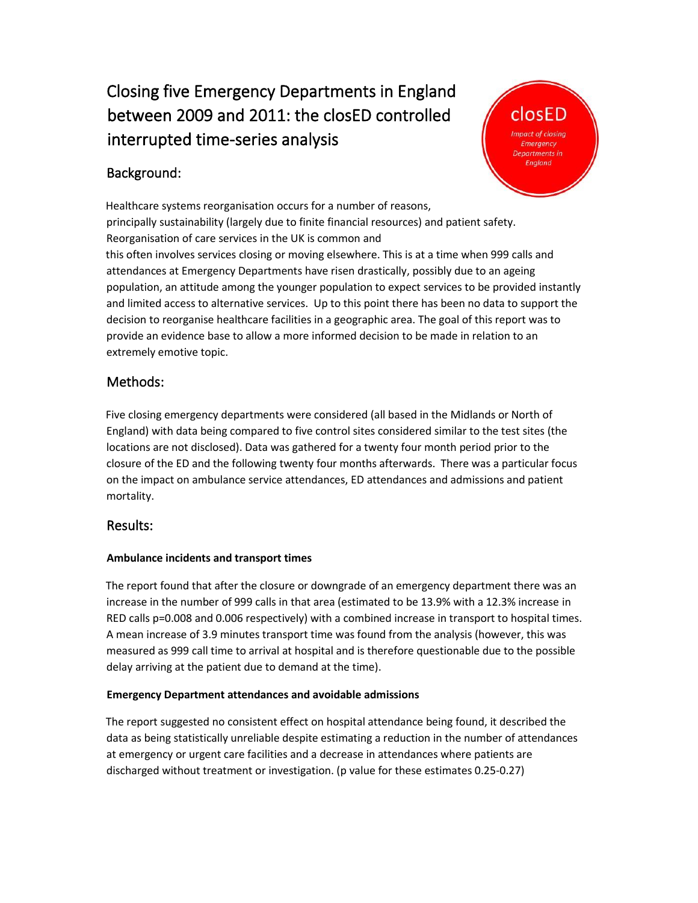# Closing five Emergency Departments in England between 2009 and 2011: the closED controlled interrupted time-series analysis

closED

*Impact of closing Emergency Departments in England*

## Background:

Healthcare systems reorganisation occurs for a number of reasons, principally sustainability (largely due to finite financial resources) and patient safety. Reorganisation of care services in the UK is common and this often involves services closing or moving elsewhere. This is at a time when 999 calls and attendances at Emergency Departments have risen drastically, possibly due to an ageing population, an attitude among the younger population to expect services to be provided instantly and limited access to alternative services. Up to this point there has been no data to support the decision to reorganise healthcare facilities in a geographic area. The goal of this report was to provide an evidence base to allow a more informed decision to be made in relation to an extremely emotive topic.

## Methods:

Five closing emergency departments were considered (all based in the Midlands or North of England) with data being compared to five control sites considered similar to the test sites (the locations are not disclosed). Data was gathered for a twenty four month period prior to the closure of the ED and the following twenty four months afterwards. There was a particular focus on the impact on ambulance service attendances, ED attendances and admissions and patient mortality.

## Results:

**Ambulance incidents and transport times**

The report found that after the closure or downgrade of an emergency department there was an increase in the number of 999 calls in that area (estimated to be 13.9% with a 12.3% increase in RED calls p=0.008 and 0.006 respectively) with a combined increase in transport to hospital times. A mean increase of 3.9 minutes transport time was found from the analysis (however, this was measured as 999 call time to arrival at hospital and is therefore questionable due to the possible delay arriving at the patient due to demand at the time).

**Emergency Department attendances and avoidable admissions**

The report suggested no consistent effect on hospital attendance being found, it described the data as being statistically unreliable despite estimating a reduction in the number of attendances at emergency or urgent care facilities and a decrease in attendances where patients are discharged without treatment or investigation. (p value for these estimates 0.25-0.27)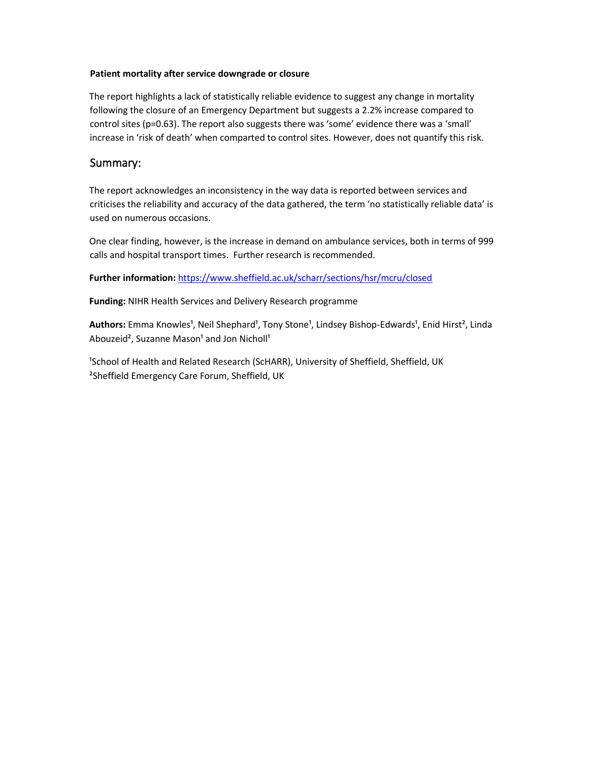**Patient mortality after service downgrade or closure**

The report highlights a lack of statistically reliable evidence to suggest any change in mortality following the closure of an Emergency Department but suggests a 2.2% increase compared to control sites ($p=0.63$). The report also suggests there was 'some' evidence there was a 'small' increase in 'risk of death' when comparted to control sites. However, does not quantify this risk.

## Summary:

The report acknowledges an inconsistency in the way data is reported between services and criticises the reliability and accuracy of the data gathered, the term 'no statistically reliable data' is used on numerous occasions.

One clear finding, however, is the increase in demand on ambulance services, both in terms of 999 calls and hospital transport times. Further research is recommended.

**Further information:** https://www.sheffield.ac.uk/scharr/sections/hsr/mcru/closed

**Funding:** NIHR Health Services and Delivery Research programme

**Authors:** Emma Knowles[1], Neil Shephard[1], Tony Stone[1], Lindsey Bishop-Edwards[1], Enid Hirst[2], Linda Abouzeid[2], Suzanne Mason[1] and Jon Nicholl[1]

[1]School of Health and Related Research (ScHARR), University of Sheffield, Sheffield, UK
[2]Sheffield Emergency Care Forum, Sheffield, UK